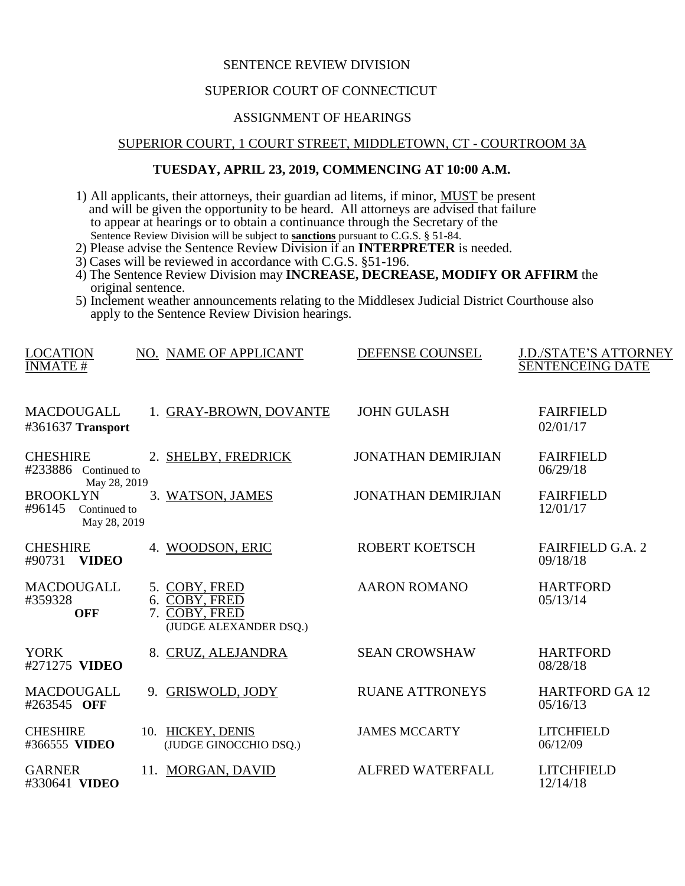SENTENCE REVIEW DIVISION

SUPERIOR COURT OF CONNECTICUT

ASSIGNMENT OF HEARINGS

SUPERIOR COURT, 1 COURT STREET, MIDDLETOWN, CT - COURTROOM 3A

**TUESDAY, APRIL 23, 2019, COMMENCING AT 10:00 A.M.**

1) All applicants, their attorneys, their guardian ad litems, if minor, MUST be present and will be given the opportunity to be heard. All attorneys are advised that failure to appear at hearings or to obtain a continuance through the Secretary of the Sentence Review Division will be subject to **sanctions** pursuant to C.G.S. § 51-84.
2) Please advise the Sentence Review Division if an **INTERPRETER** is needed.
3) Cases will be reviewed in accordance with C.G.S. §51-196.
4) The Sentence Review Division may **INCREASE, DECREASE, MODIFY OR AFFIRM** the original sentence.
5) Inclement weather announcements relating to the Middlesex Judicial District Courthouse also apply to the Sentence Review Division hearings.

| LOCATION INMATE # | NO. NAME OF APPLICANT | DEFENSE COUNSEL | J.D./STATE'S ATTORNEY SENTENCEING DATE |
|---|---|---|---|
| MACDOUGALL #361637 **Transport** | 1. GRAY-BROWN, DOVANTE | JOHN GULASH | FAIRFIELD 02/01/17 |
| CHESHIRE #233886 Continued to May 28, 2019 | 2. SHELBY, FREDRICK | JONATHAN DEMIRJIAN | FAIRFIELD 06/29/18 |
| BROOKLYN #96145 Continued to May 28, 2019 | 3. WATSON, JAMES | JONATHAN DEMIRJIAN | FAIRFIELD 12/01/17 |
| CHESHIRE #90731 **VIDEO** | 4. WOODSON, ERIC | ROBERT KOETSCH | FAIRFIELD G.A. 2 09/18/18 |
| MACDOUGALL #359328 **OFF** | 5. COBY, FRED<br>6. COBY, FRED<br>7. COBY, FRED<br>(JUDGE ALEXANDER DSQ.) | AARON ROMANO | HARTFORD 05/13/14 |
| YORK #271275 **VIDEO** | 8. CRUZ, ALEJANDRA | SEAN CROWSHAW | HARTFORD 08/28/18 |
| MACDOUGALL #263545 **OFF** | 9. GRISWOLD, JODY | RUANE ATTRONEYS | HARTFORD GA 12 05/16/13 |
| CHESHIRE #366555 **VIDEO** | 10. HICKEY, DENIS (JUDGE GINOCCHIO DSQ.) | JAMES MCCARTY | LITCHFIELD 06/12/09 |
| GARNER #330641 **VIDEO** | 11. MORGAN, DAVID | ALFRED WATERFALL | LITCHFIELD 12/14/18 |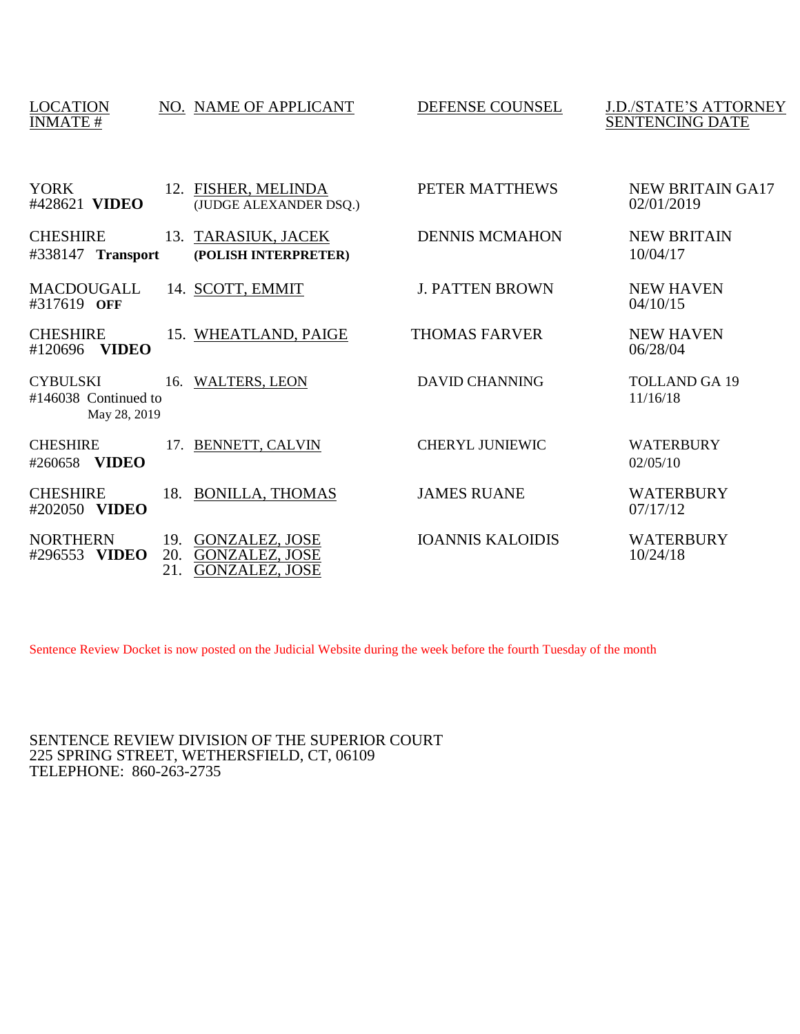| LOCATION INMATE # | NO. | NAME OF APPLICANT | DEFENSE COUNSEL | J.D./STATE'S ATTORNEY SENTENCING DATE |
|---|---|---|---|---|
| YORK #428621 **VIDEO** | 12. | FISHER, MELINDA (JUDGE ALEXANDER DSQ.) | PETER MATTHEWS | NEW BRITAIN GA17 02/01/2019 |
| CHESHIRE #338147 **Transport** | 13. | TARASIUK, JACEK **(POLISH INTERPRETER)** | DENNIS MCMAHON | NEW BRITAIN 10/04/17 |
| MACDOUGALL #317619 **OFF** | 14. | SCOTT, EMMIT | J. PATTEN BROWN | NEW HAVEN 04/10/15 |
| CHESHIRE #120696 **VIDEO** | 15. | WHEATLAND, PAIGE | THOMAS FARVER | NEW HAVEN 06/28/04 |
| CYBULSKI #146038 Continued to May 28, 2019 | 16. | WALTERS, LEON | DAVID CHANNING | TOLLAND GA 19 11/16/18 |
| CHESHIRE #260658 **VIDEO** | 17. | BENNETT, CALVIN | CHERYL JUNIEWIC | WATERBURY 02/05/10 |
| CHESHIRE #202050 **VIDEO** | 18. | BONILLA, THOMAS | JAMES RUANE | WATERBURY 07/17/12 |
| NORTHERN #296553 **VIDEO** | 19. 20. 21. | GONZALEZ, JOSE GONZALEZ, JOSE GONZALEZ, JOSE | IOANNIS KALOIDIS | WATERBURY 10/24/18 |

Sentence Review Docket is now posted on the Judicial Website during the week before the fourth Tuesday of the month

SENTENCE REVIEW DIVISION OF THE SUPERIOR COURT
225 SPRING STREET, WETHERSFIELD, CT, 06109
TELEPHONE: 860-263-2735